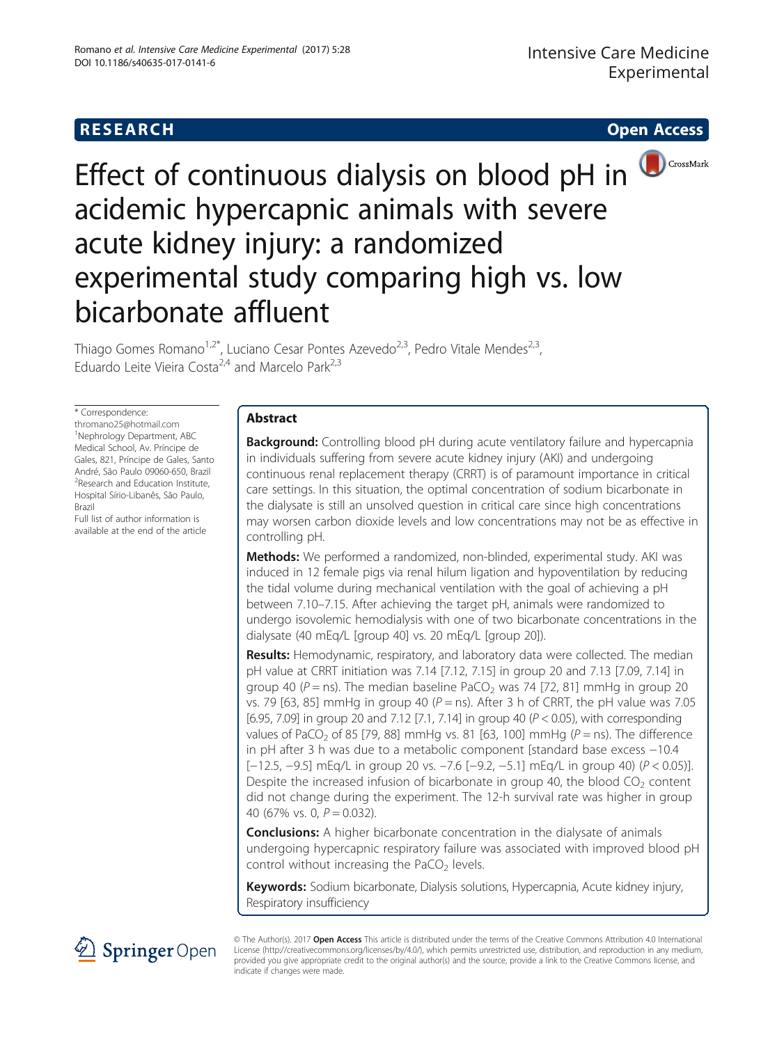RESEARCH

Open Access

# Effect of continuous dialysis on blood pH in acidemic hypercapnic animals with severe acute kidney injury: a randomized experimental study comparing high vs. low bicarbonate affluent

Thiago Gomes Romano[1,2*], Luciano Cesar Pontes Azevedo[2,3], Pedro Vitale Mendes[2,3], Eduardo Leite Vieira Costa[2,4] and Marcelo Park[2,3]

\* Correspondence: thromano25@hotmail.com
[1]Nephrology Department, ABC Medical School, Av. Príncipe de Gales, 821, Príncipe de Gales, Santo André, São Paulo 09060-650, Brazil
[2]Research and Education Institute, Hospital Sírio-Libanês, São Paulo, Brazil
Full list of author information is available at the end of the article

## Abstract

**Background:** Controlling blood pH during acute ventilatory failure and hypercapnia in individuals suffering from severe acute kidney injury (AKI) and undergoing continuous renal replacement therapy (CRRT) is of paramount importance in critical care settings. In this situation, the optimal concentration of sodium bicarbonate in the dialysate is still an unsolved question in critical care since high concentrations may worsen carbon dioxide levels and low concentrations may not be as effective in controlling pH.

**Methods:** We performed a randomized, non-blinded, experimental study. AKI was induced in 12 female pigs via renal hilum ligation and hypoventilation by reducing the tidal volume during mechanical ventilation with the goal of achieving a pH between 7.10–7.15. After achieving the target pH, animals were randomized to undergo isovolemic hemodialysis with one of two bicarbonate concentrations in the dialysate (40 mEq/L [group 40] vs. 20 mEq/L [group 20]).

**Results:** Hemodynamic, respiratory, and laboratory data were collected. The median pH value at CRRT initiation was 7.14 [7.12, 7.15] in group 20 and 7.13 [7.09, 7.14] in group 40 ($P$ = ns). The median baseline $PaCO_2$ was 74 [72, 81] mmHg in group 20 vs. 79 [63, 85] mmHg in group 40 ($P$ = ns). After 3 h of CRRT, the pH value was 7.05 [6.95, 7.09] in group 20 and 7.12 [7.1, 7.14] in group 40 ($P < 0.05$), with corresponding values of $PaCO_2$ of 85 [79, 88] mmHg vs. 81 [63, 100] mmHg ($P$ = ns). The difference in pH after 3 h was due to a metabolic component [standard base excess −10.4 [−12.5, −9.5] mEq/L in group 20 vs. −7.6 [−9.2, −5.1] mEq/L in group 40) ($P < 0.05$)]. Despite the increased infusion of bicarbonate in group 40, the blood $CO_2$ content did not change during the experiment. The 12-h survival rate was higher in group 40 (67% vs. 0, $P = 0.032$).

**Conclusions:** A higher bicarbonate concentration in the dialysate of animals undergoing hypercapnic respiratory failure was associated with improved blood pH control without increasing the $PaCO_2$ levels.

**Keywords:** Sodium bicarbonate, Dialysis solutions, Hypercapnia, Acute kidney injury, Respiratory insufficiency

© The Author(s). 2017 **Open Access** This article is distributed under the terms of the Creative Commons Attribution 4.0 International License (http://creativecommons.org/licenses/by/4.0/), which permits unrestricted use, distribution, and reproduction in any medium, provided you give appropriate credit to the original author(s) and the source, provide a link to the Creative Commons license, and indicate if changes were made.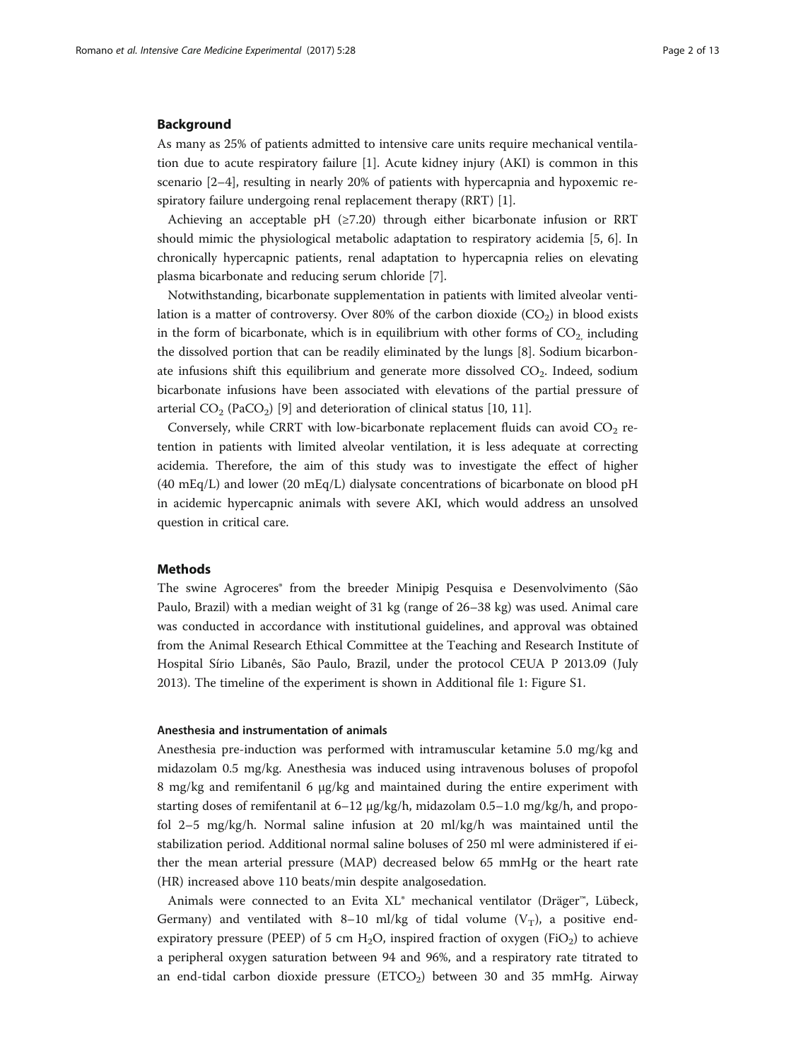## Background

As many as 25% of patients admitted to intensive care units require mechanical ventilation due to acute respiratory failure [1]. Acute kidney injury (AKI) is common in this scenario [2–4], resulting in nearly 20% of patients with hypercapnia and hypoxemic respiratory failure undergoing renal replacement therapy (RRT) [1].

Achieving an acceptable pH (≥7.20) through either bicarbonate infusion or RRT should mimic the physiological metabolic adaptation to respiratory acidemia [5, 6]. In chronically hypercapnic patients, renal adaptation to hypercapnia relies on elevating plasma bicarbonate and reducing serum chloride [7].

Notwithstanding, bicarbonate supplementation in patients with limited alveolar ventilation is a matter of controversy. Over 80% of the carbon dioxide ($CO_2$) in blood exists in the form of bicarbonate, which is in equilibrium with other forms of $CO_2$, including the dissolved portion that can be readily eliminated by the lungs [8]. Sodium bicarbonate infusions shift this equilibrium and generate more dissolved $CO_2$. Indeed, sodium bicarbonate infusions have been associated with elevations of the partial pressure of arterial $CO_2$ ($PaCO_2$) [9] and deterioration of clinical status [10, 11].

Conversely, while CRRT with low-bicarbonate replacement fluids can avoid $CO_2$ retention in patients with limited alveolar ventilation, it is less adequate at correcting acidemia. Therefore, the aim of this study was to investigate the effect of higher (40 mEq/L) and lower (20 mEq/L) dialysate concentrations of bicarbonate on blood pH in acidemic hypercapnic animals with severe AKI, which would address an unsolved question in critical care.

## Methods

The swine Agroceres® from the breeder Minipig Pesquisa e Desenvolvimento (São Paulo, Brazil) with a median weight of 31 kg (range of 26–38 kg) was used. Animal care was conducted in accordance with institutional guidelines, and approval was obtained from the Animal Research Ethical Committee at the Teaching and Research Institute of Hospital Sírio Libanês, São Paulo, Brazil, under the protocol CEUA P 2013.09 (July 2013). The timeline of the experiment is shown in Additional file 1: Figure S1.

### Anesthesia and instrumentation of animals

Anesthesia pre-induction was performed with intramuscular ketamine 5.0 mg/kg and midazolam 0.5 mg/kg. Anesthesia was induced using intravenous boluses of propofol 8 mg/kg and remifentanil 6 μg/kg and maintained during the entire experiment with starting doses of remifentanil at 6–12 μg/kg/h, midazolam 0.5–1.0 mg/kg/h, and propofol 2–5 mg/kg/h. Normal saline infusion at 20 ml/kg/h was maintained until the stabilization period. Additional normal saline boluses of 250 ml were administered if either the mean arterial pressure (MAP) decreased below 65 mmHg or the heart rate (HR) increased above 110 beats/min despite analgosedation.

Animals were connected to an Evita XL® mechanical ventilator (Dräger™, Lübeck, Germany) and ventilated with 8–10 ml/kg of tidal volume ($V_T$), a positive end-expiratory pressure (PEEP) of 5 cm $H_2O$, inspired fraction of oxygen ($FiO_2$) to achieve a peripheral oxygen saturation between 94 and 96%, and a respiratory rate titrated to an end-tidal carbon dioxide pressure ($ETCO_2$) between 30 and 35 mmHg. Airway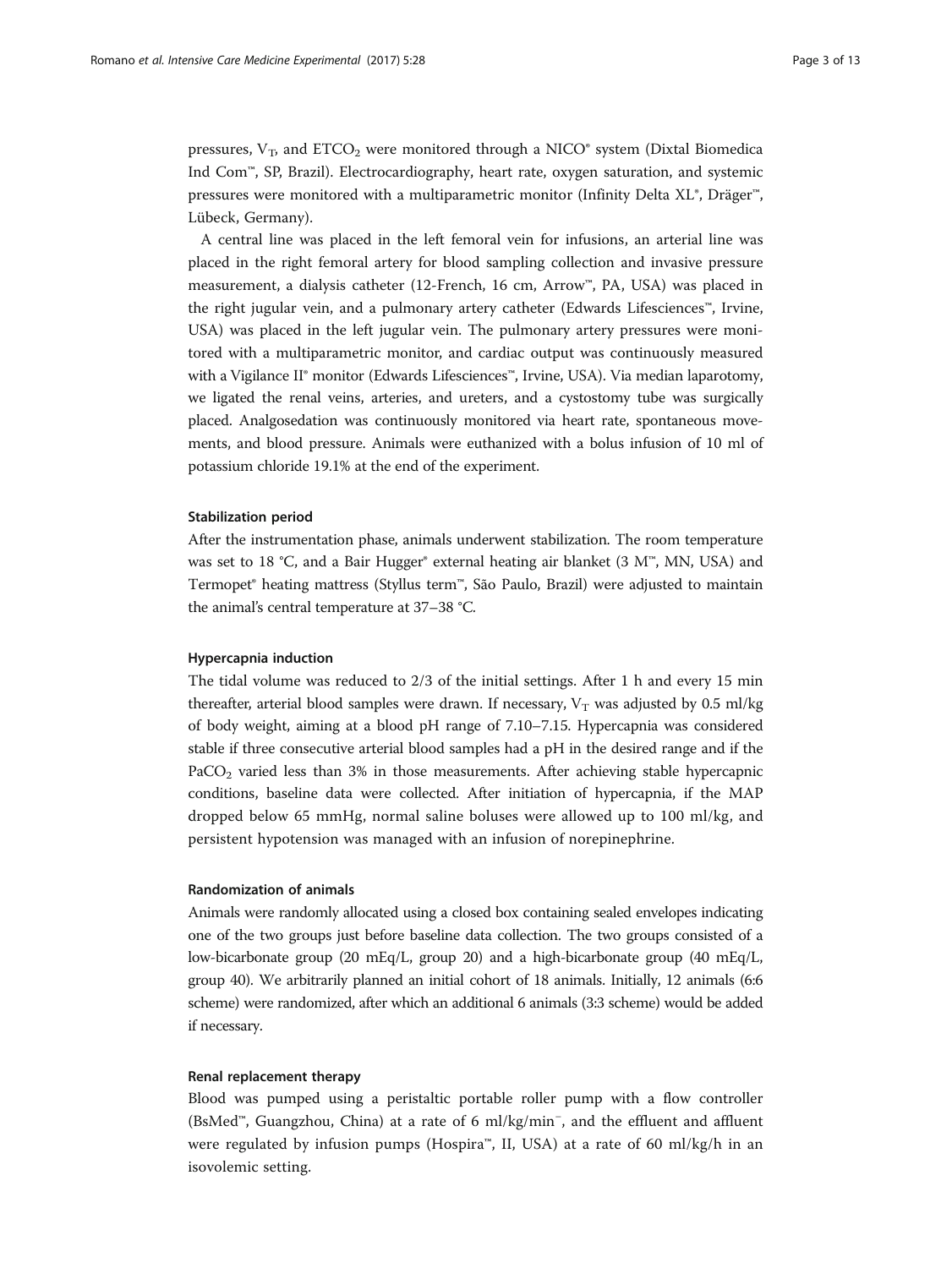pressures, $V_T$, and $ETCO_2$ were monitored through a NICO® system (Dixtal Biomedica Ind Com™, SP, Brazil). Electrocardiography, heart rate, oxygen saturation, and systemic pressures were monitored with a multiparametric monitor (Infinity Delta XL®, Dräger™, Lübeck, Germany).

A central line was placed in the left femoral vein for infusions, an arterial line was placed in the right femoral artery for blood sampling collection and invasive pressure measurement, a dialysis catheter (12-French, 16 cm, Arrow™, PA, USA) was placed in the right jugular vein, and a pulmonary artery catheter (Edwards Lifesciences™, Irvine, USA) was placed in the left jugular vein. The pulmonary artery pressures were monitored with a multiparametric monitor, and cardiac output was continuously measured with a Vigilance II® monitor (Edwards Lifesciences™, Irvine, USA). Via median laparotomy, we ligated the renal veins, arteries, and ureters, and a cystostomy tube was surgically placed. Analgosedation was continuously monitored via heart rate, spontaneous movements, and blood pressure. Animals were euthanized with a bolus infusion of 10 ml of potassium chloride 19.1% at the end of the experiment.

### Stabilization period

After the instrumentation phase, animals underwent stabilization. The room temperature was set to 18 °C, and a Bair Hugger® external heating air blanket (3 M™, MN, USA) and Termopet® heating mattress (Styllus term™, São Paulo, Brazil) were adjusted to maintain the animal's central temperature at 37–38 °C.

### Hypercapnia induction

The tidal volume was reduced to 2/3 of the initial settings. After 1 h and every 15 min thereafter, arterial blood samples were drawn. If necessary, $V_T$ was adjusted by 0.5 ml/kg of body weight, aiming at a blood pH range of 7.10–7.15. Hypercapnia was considered stable if three consecutive arterial blood samples had a pH in the desired range and if the $PaCO_2$ varied less than 3% in those measurements. After achieving stable hypercapnic conditions, baseline data were collected. After initiation of hypercapnia, if the MAP dropped below 65 mmHg, normal saline boluses were allowed up to 100 ml/kg, and persistent hypotension was managed with an infusion of norepinephrine.

### Randomization of animals

Animals were randomly allocated using a closed box containing sealed envelopes indicating one of the two groups just before baseline data collection. The two groups consisted of a low-bicarbonate group (20 mEq/L, group 20) and a high-bicarbonate group (40 mEq/L, group 40). We arbitrarily planned an initial cohort of 18 animals. Initially, 12 animals (6:6 scheme) were randomized, after which an additional 6 animals (3:3 scheme) would be added if necessary.

### Renal replacement therapy

Blood was pumped using a peristaltic portable roller pump with a flow controller (BsMed™, Guangzhou, China) at a rate of 6 ml/kg/min$^{-}$, and the effluent and affluent were regulated by infusion pumps (Hospira™, II, USA) at a rate of 60 ml/kg/h in an isovolemic setting.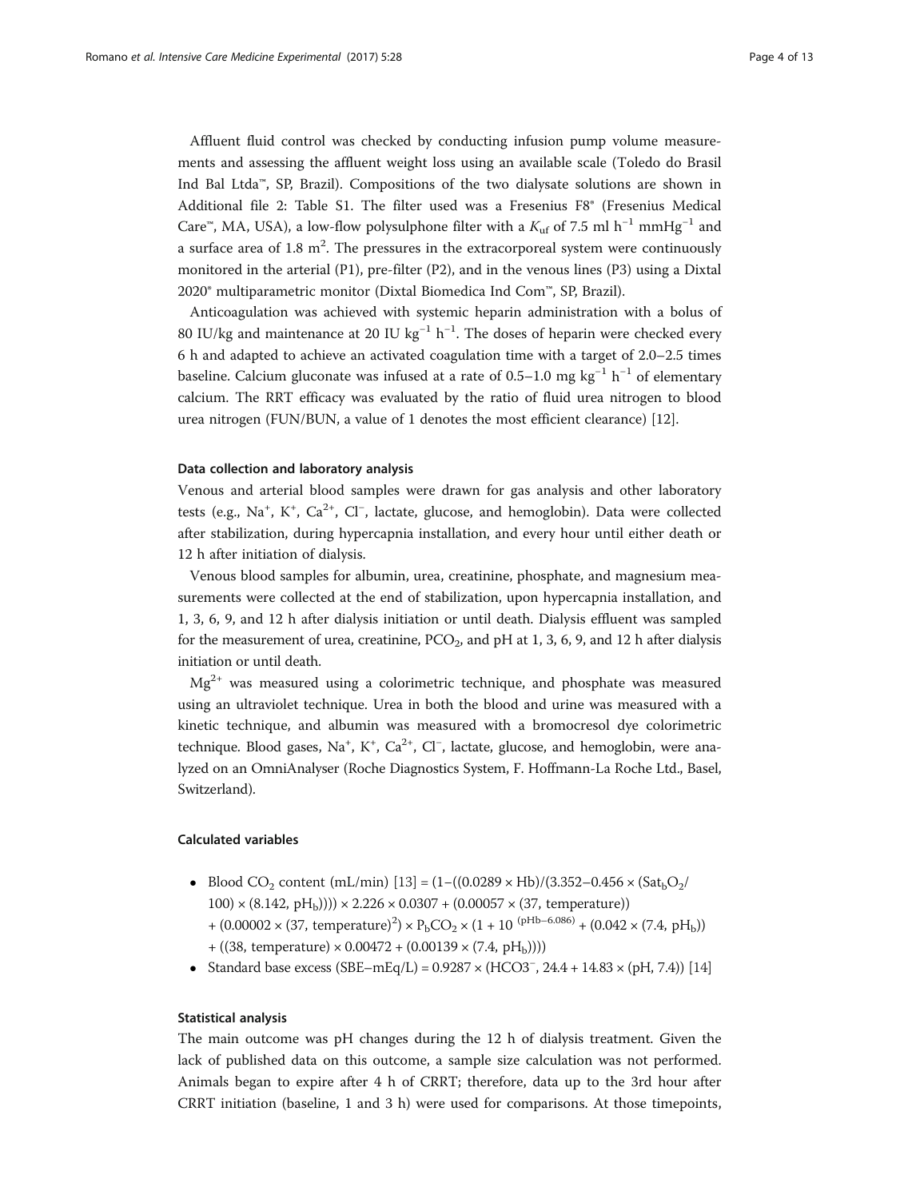Affluent fluid control was checked by conducting infusion pump volume measurements and assessing the affluent weight loss using an available scale (Toledo do Brasil Ind Bal Ltda™, SP, Brazil). Compositions of the two dialysate solutions are shown in Additional file 2: Table S1. The filter used was a Fresenius F8® (Fresenius Medical Care™, MA, USA), a low-flow polysulphone filter with a $K_{uf}$ of 7.5 ml $h^{-1}$ $mmHg^{-1}$ and a surface area of 1.8 $m^2$. The pressures in the extracorporeal system were continuously monitored in the arterial (P1), pre-filter (P2), and in the venous lines (P3) using a Dixtal 2020® multiparametric monitor (Dixtal Biomedica Ind Com™, SP, Brazil).

Anticoagulation was achieved with systemic heparin administration with a bolus of 80 IU/kg and maintenance at 20 IU $kg^{-1}$ $h^{-1}$. The doses of heparin were checked every 6 h and adapted to achieve an activated coagulation time with a target of 2.0–2.5 times baseline. Calcium gluconate was infused at a rate of 0.5–1.0 mg $kg^{-1}$ $h^{-1}$ of elementary calcium. The RRT efficacy was evaluated by the ratio of fluid urea nitrogen to blood urea nitrogen (FUN/BUN, a value of 1 denotes the most efficient clearance) [12].

#### Data collection and laboratory analysis

Venous and arterial blood samples were drawn for gas analysis and other laboratory tests (e.g., $Na^+$, $K^+$, $Ca^{2+}$, $Cl^-$, lactate, glucose, and hemoglobin). Data were collected after stabilization, during hypercapnia installation, and every hour until either death or 12 h after initiation of dialysis.

Venous blood samples for albumin, urea, creatinine, phosphate, and magnesium measurements were collected at the end of stabilization, upon hypercapnia installation, and 1, 3, 6, 9, and 12 h after dialysis initiation or until death. Dialysis effluent was sampled for the measurement of urea, creatinine, $PCO_2$, and pH at 1, 3, 6, 9, and 12 h after dialysis initiation or until death.

$Mg^{2+}$ was measured using a colorimetric technique, and phosphate was measured using an ultraviolet technique. Urea in both the blood and urine was measured with a kinetic technique, and albumin was measured with a bromocresol dye colorimetric technique. Blood gases, $Na^+$, $K^+$, $Ca^{2+}$, $Cl^-$, lactate, glucose, and hemoglobin, were analyzed on an OmniAnalyser (Roche Diagnostics System, F. Hoffmann-La Roche Ltd., Basel, Switzerland).

#### Calculated variables

- Blood $CO_2$ content (mL/min) [13] = $(1-((0.0289 \times Hb)/(3.352-0.456 \times (Sat_bO_2/100) \times (8.142, pH_b)))) \times 2.226 \times 0.0307 + (0.00057 \times (37, \text{temperature})) + (0.00002 \times (37, \text{temperature})^2) \times P_bCO_2 \times (1 + 10^{(pHb-6.086)} + (0.042 \times (7.4, pH_b)) + ((38, \text{temperature}) \times 0.00472 + (0.00139 \times (7.4, pH_b))))$
- Standard base excess (SBE–mEq/L) = $0.9287 \times (HCO3^-, 24.4 + 14.83 \times (pH, 7.4))$ [14]

#### Statistical analysis

The main outcome was pH changes during the 12 h of dialysis treatment. Given the lack of published data on this outcome, a sample size calculation was not performed. Animals began to expire after 4 h of CRRT; therefore, data up to the 3rd hour after CRRT initiation (baseline, 1 and 3 h) were used for comparisons. At those timepoints,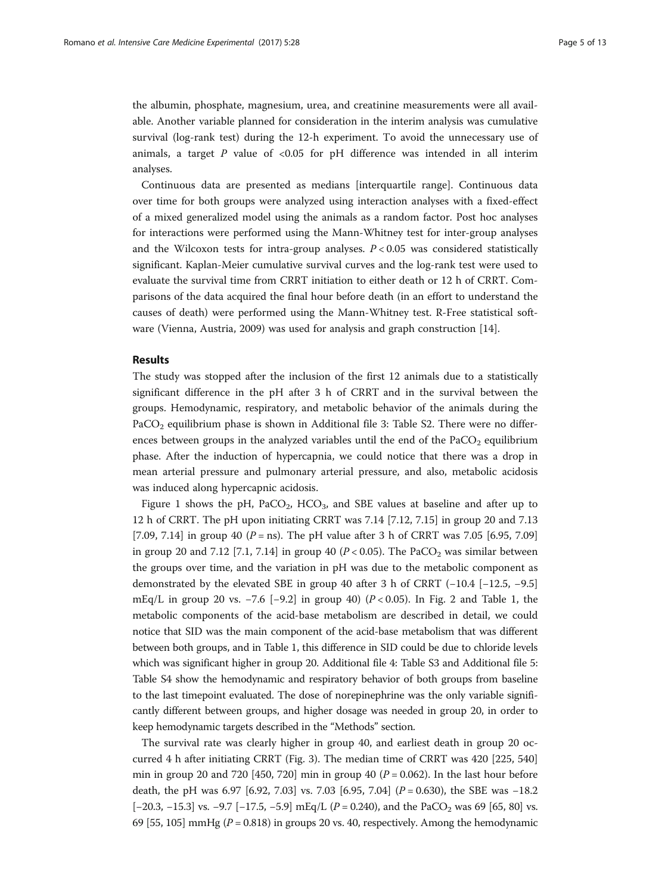the albumin, phosphate, magnesium, urea, and creatinine measurements were all available. Another variable planned for consideration in the interim analysis was cumulative survival (log-rank test) during the 12-h experiment. To avoid the unnecessary use of animals, a target $P$ value of <0.05 for pH difference was intended in all interim analyses.

Continuous data are presented as medians [interquartile range]. Continuous data over time for both groups were analyzed using interaction analyses with a fixed-effect of a mixed generalized model using the animals as a random factor. Post hoc analyses for interactions were performed using the Mann-Whitney test for inter-group analyses and the Wilcoxon tests for intra-group analyses. $P < 0.05$ was considered statistically significant. Kaplan-Meier cumulative survival curves and the log-rank test were used to evaluate the survival time from CRRT initiation to either death or 12 h of CRRT. Comparisons of the data acquired the final hour before death (in an effort to understand the causes of death) were performed using the Mann-Whitney test. R-Free statistical software (Vienna, Austria, 2009) was used for analysis and graph construction [14].

## Results

The study was stopped after the inclusion of the first 12 animals due to a statistically significant difference in the pH after 3 h of CRRT and in the survival between the groups. Hemodynamic, respiratory, and metabolic behavior of the animals during the $PaCO_2$ equilibrium phase is shown in Additional file 3: Table S2. There were no differences between groups in the analyzed variables until the end of the $PaCO_2$ equilibrium phase. After the induction of hypercapnia, we could notice that there was a drop in mean arterial pressure and pulmonary arterial pressure, and also, metabolic acidosis was induced along hypercapnic acidosis.

Figure 1 shows the pH, $PaCO_2$, $HCO_3$, and SBE values at baseline and after up to 12 h of CRRT. The pH upon initiating CRRT was 7.14 [7.12, 7.15] in group 20 and 7.13 [7.09, 7.14] in group 40 ($P$ = ns). The pH value after 3 h of CRRT was 7.05 [6.95, 7.09] in group 20 and 7.12 [7.1, 7.14] in group 40 ($P < 0.05$). The $PaCO_2$ was similar between the groups over time, and the variation in pH was due to the metabolic component as demonstrated by the elevated SBE in group 40 after 3 h of CRRT (−10.4 [−12.5, −9.5] mEq/L in group 20 vs. −7.6 [−9.2] in group 40) ($P < 0.05$). In Fig. 2 and Table 1, the metabolic components of the acid-base metabolism are described in detail, we could notice that SID was the main component of the acid-base metabolism that was different between both groups, and in Table 1, this difference in SID could be due to chloride levels which was significant higher in group 20. Additional file 4: Table S3 and Additional file 5: Table S4 show the hemodynamic and respiratory behavior of both groups from baseline to the last timepoint evaluated. The dose of norepinephrine was the only variable significantly different between groups, and higher dosage was needed in group 20, in order to keep hemodynamic targets described in the "Methods" section.

The survival rate was clearly higher in group 40, and earliest death in group 20 occurred 4 h after initiating CRRT (Fig. 3). The median time of CRRT was 420 [225, 540] min in group 20 and 720 [450, 720] min in group 40 ($P = 0.062$). In the last hour before death, the pH was 6.97 [6.92, 7.03] vs. 7.03 [6.95, 7.04] ($P = 0.630$), the SBE was −18.2 [−20.3, −15.3] vs. −9.7 [−17.5, −5.9] mEq/L ($P = 0.240$), and the $PaCO_2$ was 69 [65, 80] vs. 69 [55, 105] mmHg ($P = 0.818$) in groups 20 vs. 40, respectively. Among the hemodynamic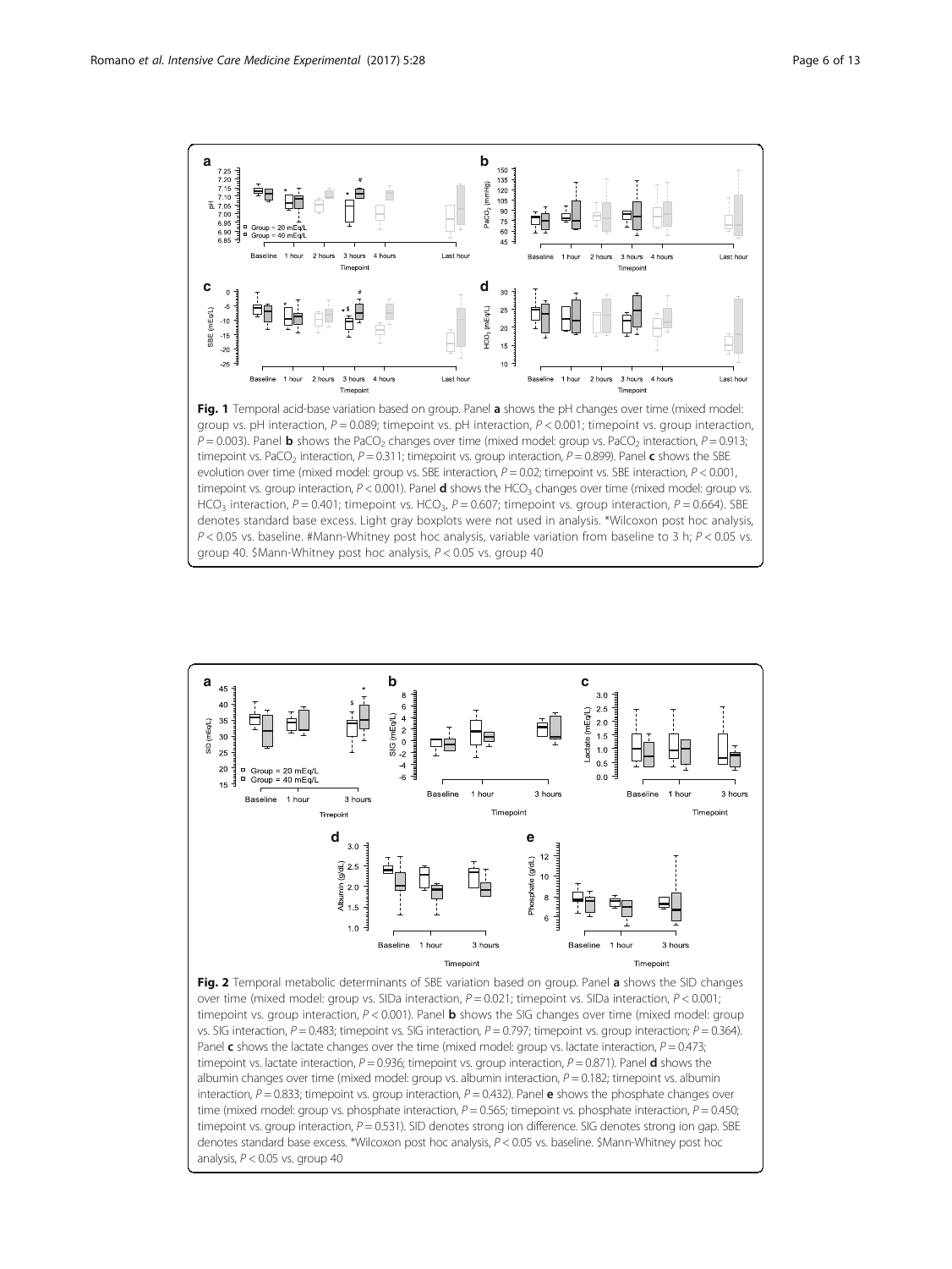**Fig. 1** Temporal acid-base variation based on group. Panel **a** shows the pH changes over time (mixed model: group vs. pH interaction, $P = 0.089$; timepoint vs. pH interaction, $P < 0.001$; timepoint vs. group interaction, $P = 0.003$). Panel **b** shows the $PaCO_2$ changes over time (mixed model: group vs. $PaCO_2$ interaction, $P = 0.913$; timepoint vs. $PaCO_2$ interaction, $P = 0.311$; timepoint vs. group interaction, $P = 0.899$). Panel **c** shows the SBE evolution over time (mixed model: group vs. SBE interaction, $P = 0.02$; timepoint vs. SBE interaction, $P < 0.001$, timepoint vs. group interaction, $P < 0.001$). Panel **d** shows the $HCO_3$ changes over time (mixed model: group vs. $HCO_3$ interaction, $P = 0.401$; timepoint vs. $HCO_3$, $P = 0.607$; timepoint vs. group interaction, $P = 0.664$). SBE denotes standard base excess. Light gray boxplots were not used in analysis. *Wilcoxon post hoc analysis, $P < 0.05$ vs. baseline. #Mann-Whitney post hoc analysis, variable variation from baseline to 3 h; $P < 0.05$ vs. group 40. $Mann-Whitney post hoc analysis, $P < 0.05$ vs. group 40

**Fig. 2** Temporal metabolic determinants of SBE variation based on group. Panel **a** shows the SID changes over time (mixed model: group vs. SIDa interaction, $P = 0.021$; timepoint vs. SIDa interaction, $P < 0.001$; timepoint vs. group interaction, $P < 0.001$). Panel **b** shows the SIG changes over time (mixed model: group vs. SIG interaction, $P = 0.483$; timepoint vs. SIG interaction, $P = 0.797$; timepoint vs. group interaction; $P = 0.364$). Panel **c** shows the lactate changes over the time (mixed model: group vs. lactate interaction, $P = 0.473$; timepoint vs. lactate interaction, $P = 0.936$; timepoint vs. group interaction, $P = 0.871$). Panel **d** shows the albumin changes over time (mixed model: group vs. albumin interaction, $P = 0.182$; timepoint vs. albumin interaction, $P = 0.833$; timepoint vs. group interaction, $P = 0.432$). Panel **e** shows the phosphate changes over time (mixed model: group vs. phosphate interaction, $P = 0.565$; timepoint vs. phosphate interaction, $P = 0.450$; timepoint vs. group interaction, $P = 0.531$). SID denotes strong ion difference. SIG denotes strong ion gap. SBE denotes standard base excess. *Wilcoxon post hoc analysis, $P < 0.05$ vs. baseline. $Mann-Whitney post hoc analysis, $P < 0.05$ vs. group 40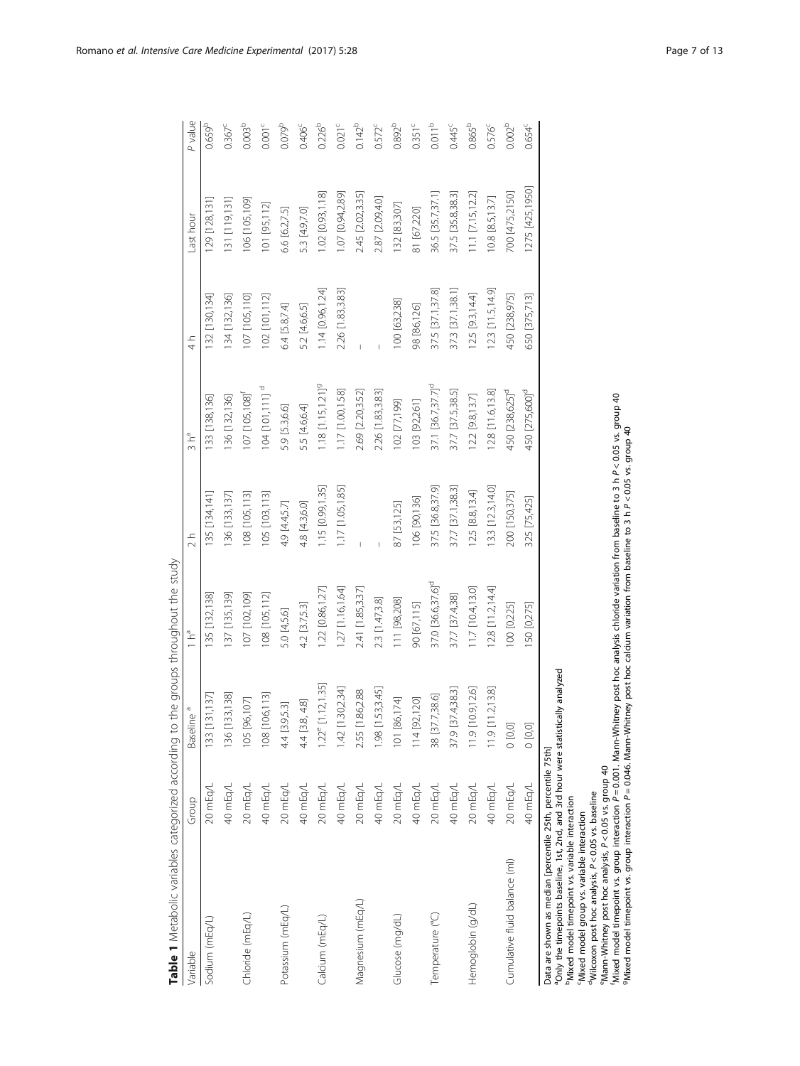**Table 1** Metabolic variables categorized according to the groups throughout the study

| Variable | Group | Baseline [a] | 1 h[a] | 2 h | 3 h[a] | 4 h | Last hour | *P* value |
|---|---|---|---|---|---|---|---|---|
| Sodium (mEq/L) | 20 mEq/L | 133 [131,137] | 135 [132,138] | 135 [134,141] | 133 [138,136] | 132 [130,134] | 129 [128,131] | 0.659[b] |
| | 40 mEq/L | 136 [133,138] | 137 [135,139] | 136 [133,137] | 136 [132,136] | 134 [132,136] | 131 [119,131] | 0.367[c] |
| Chloride (mEq/L) | 20 mEq/L | 105 [96,107] | 107 [102,109] | 108 [105,113] | 107 [105,108][f] | 107 [105,110] | 106 [105,109] | 0.003[b] |
| | 40 mEq/L | 108 [106,113] | 108 [105,112] | 105 [103,113] | 104 [101,111] [d] | 102 [101,112] | 101 [95,112] | 0.001[c] |
| Potassium (mEq/L) | 20 mEq/L | 4.4 [3.9,5.3] | 5.0 [4,5.6] | 4.9 [4.4,5.7] | 5.9 [5.3,6.6] | 6.4 [5.8,7.4] | 6.6 [6.2,7.5] | 0.079[b] |
| | 40 mEq/L | 4.4 [3.8, 4.8] | 4.2 [3.7,5.3] | 4.8 [4.3,6.0] | 5.5 [4.6,6.4] | 5.2 [4.6,6.5] | 5.3 [4.9,7.0] | 0.406[c] |
| Calcium (mEq/L) | 20 mEq/L | 1.22[e] [1.12,1.35] | 1.22 [0.86,1.27] | 1.15 [0.99,1.35] | 1.18 [1.15,1.21][g] | 1.14 [0.96,1.24] | 1.02 [0.93,1.18] | 0.226[b] |
| | 40 mEq/L | 1.42 [1.30,2.34] | 1.27 [1.16,1.64] | 1.17 [1.05,1.85] | 1.17 [1.00,1.58] | 2.26 [1.83,3.83] | 1.07 [0.94,2.89] | 0.021[c] |
| Magnesium (mEq/L) | 20 mEq/L | 2.55 [1.86,2.88 | 2.41 [1.85,3.37] | – | 2.69 [2.20,3.52] | – | 2.45 [2.02,3.35] | 0.142[b] |
| | 40 mEq/L | 1.98 [1.53,3.45] | 2.3 [1.47,3.8] | – | 2.26 [1.83,3.83] | – | 2.87 [2.09,4.0] | 0.572[c] |
| Glucose (mg/dL) | 20 mEq/L | 101 [86,174] | 111 [98,208] | 87 [53,125] | 102 [77,199] | 100 [63,238] | 132 [83,307] | 0.892[b] |
| | 40 mEq/L | 114 [92,120] | 90 [67,115] | 106 [90,136] | 103 [92,261] | 98 [86,126] | 81 [67,220] | 0.351[c] |
| Temperature (°C) | 20 mEq/L | 38 [37.7,38.6] | 37.0 [36.6,37.6][d] | 37.5 [36.8,37.9] | 37.1 [36.7,37.7][d] | 37.5 [37.1,37.8] | 36.5 [35.7,37.1] | 0.011[b] |
| | 40 mEq/L | 37.9 [37.4,38.3] | 37.7 [37.4,38] | 37.7 [37.1,38.3] | 37.7 [37.5,38.5] | 37.3 [37.1,38.1] | 37.5 [35.8,38.3] | 0.445[c] |
| Hemoglobin (g/dL) | 20 mEq/L | 11.9 [10.9,12.6] | 11.7 [10.4,13.0] | 12.5 [8.8,13.4] | 12.2 [9.8,13.7] | 12.5 [9.3,14.4] | 11.1 [7.15,12.2] | 0.865[b] |
| | 40 mEq/L | 11.9 [11.2,13.8] | 12.8 [11.2,14.4] | 13.3 [12.3,14.0] | 12.8 [11.6,13.8] | 12.3 [11.5,14.9] | 10.8 [8.5,13.7] | 0.576[c] |
| Cumulative fluid balance (ml) | 20 mEq/L | 0 [0,0] | 100 [0,225] | 200 [150,375] | 450 [238,625][d] | 450 [238,975] | 700 [475,2150] | 0.002[b] |
| | 40 mEq/L | 0 [0,0] | 150 [0,275] | 325 [75,425] | 450 [275,600][d] | 650 [375,713] | 1275 [425,1950] | 0.654[c] |

Data are shown as median [percentile 25th, percentile 75th]
[a]Only the timepoints baseline, 1st, 2nd, and 3rd hour were statistically analyzed
[b]Mixed model timepoint vs. variable interaction
[c]Mixed model group vs. variable interaction
[d]Wilcoxon post hoc analysis, $P < 0.05$ vs. baseline
[e]Mann-Whitney post hoc analysis, $P < 0.05$ vs. group 40
[f]Mixed model timepoint vs. group interaction $P = 0.001$. Mann-Whitney post hoc analysis chloride variation from baseline to 3 h $P < 0.05$ vs. group 40
[g]Mixed model timepoint vs. group interaction $P = 0.046$. Mann-Whitney post hoc calcium variation from baseline to 3 h $P < 0.05$ vs. group 40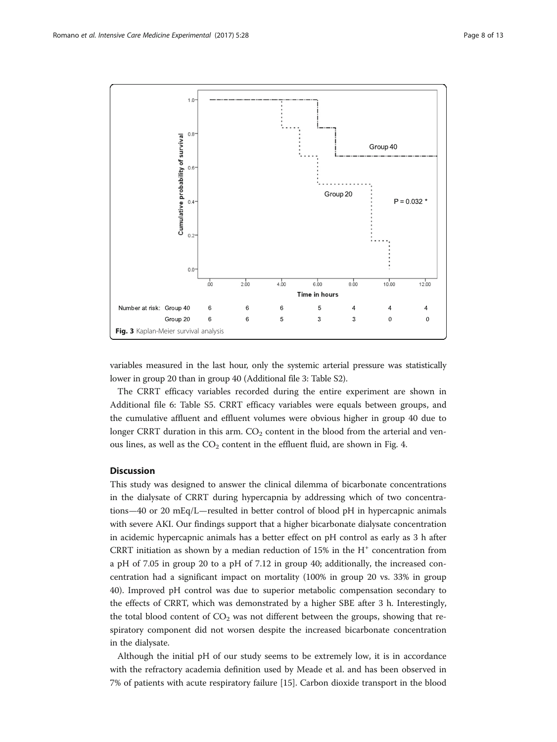Number at risk:

| | .00 | 2.00 | 4.00 | 6.00 | 8.00 | 10.00 | 12.00 |
|---|---|---|---|---|---|---|---|
| Group 40 | 6 | 6 | 6 | 5 | 4 | 4 | 4 |
| Group 20 | 6 | 6 | 5 | 3 | 3 | 0 | 0 |

**Fig. 3** Kaplan-Meier survival analysis

variables measured in the last hour, only the systemic arterial pressure was statistically lower in group 20 than in group 40 (Additional file 3: Table S2).

The CRRT efficacy variables recorded during the entire experiment are shown in Additional file 6: Table S5. CRRT efficacy variables were equals between groups, and the cumulative affluent and effluent volumes were obvious higher in group 40 due to longer CRRT duration in this arm. $CO_2$ content in the blood from the arterial and venous lines, as well as the $CO_2$ content in the effluent fluid, are shown in Fig. 4.

## Discussion

This study was designed to answer the clinical dilemma of bicarbonate concentrations in the dialysate of CRRT during hypercapnia by addressing which of two concentrations—40 or 20 mEq/L—resulted in better control of blood pH in hypercapnic animals with severe AKI. Our findings support that a higher bicarbonate dialysate concentration in acidemic hypercapnic animals has a better effect on pH control as early as 3 h after CRRT initiation as shown by a median reduction of 15% in the $H^+$ concentration from a pH of 7.05 in group 20 to a pH of 7.12 in group 40; additionally, the increased concentration had a significant impact on mortality (100% in group 20 vs. 33% in group 40). Improved pH control was due to superior metabolic compensation secondary to the effects of CRRT, which was demonstrated by a higher SBE after 3 h. Interestingly, the total blood content of $CO_2$ was not different between the groups, showing that respiratory component did not worsen despite the increased bicarbonate concentration in the dialysate.

Although the initial pH of our study seems to be extremely low, it is in accordance with the refractory academia definition used by Meade et al. and has been observed in 7% of patients with acute respiratory failure [15]. Carbon dioxide transport in the blood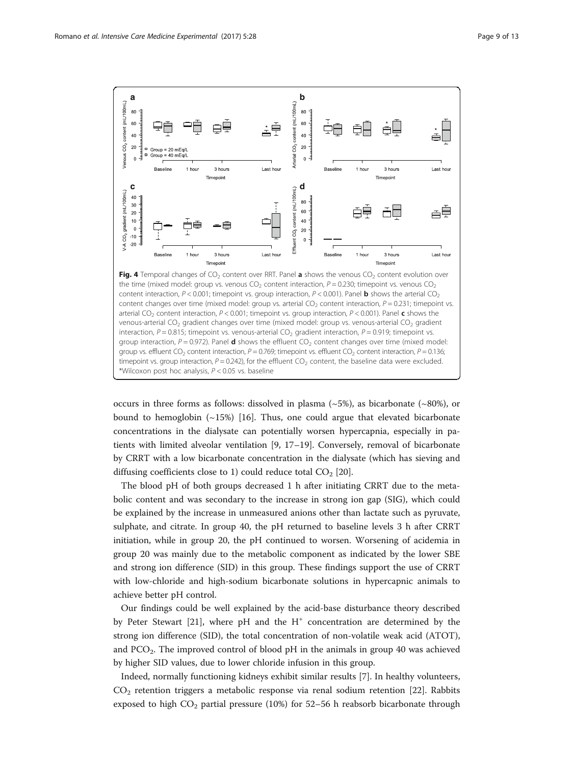**Fig. 4** Temporal changes of $CO_2$ content over RRT. Panel **a** shows the venous $CO_2$ content evolution over the time (mixed model: group vs. venous $CO_2$ content interaction, $P = 0.230$; timepoint vs. venous $CO_2$ content interaction, $P < 0.001$; timepoint vs. group interaction, $P < 0.001$). Panel **b** shows the arterial $CO_2$ content changes over time (mixed model: group vs. arterial $CO_2$ content interaction, $P = 0.231$; timepoint vs. arterial $CO_2$ content interaction, $P < 0.001$; timepoint vs. group interaction, $P < 0.001$). Panel **c** shows the venous-arterial $CO_2$ gradient changes over time (mixed model: group vs. venous-arterial $CO_2$ gradient interaction, $P = 0.815$; timepoint vs. venous-arterial $CO_2$ gradient interaction, $P = 0.919$; timepoint vs. group interaction, $P = 0.972$). Panel **d** shows the effluent $CO_2$ content changes over time (mixed model: group vs. effluent $CO_2$ content interaction, $P = 0.769$; timepoint vs. effluent $CO_2$ content interaction, $P = 0.136$; timepoint vs. group interaction, $P = 0.242$), for the effluent $CO_2$ content, the baseline data were excluded. *Wilcoxon post hoc analysis, $P < 0.05$ vs. baseline

occurs in three forms as follows: dissolved in plasma (~5%), as bicarbonate (~80%), or bound to hemoglobin (~15%) [16]. Thus, one could argue that elevated bicarbonate concentrations in the dialysate can potentially worsen hypercapnia, especially in patients with limited alveolar ventilation [9, 17–19]. Conversely, removal of bicarbonate by CRRT with a low bicarbonate concentration in the dialysate (which has sieving and diffusing coefficients close to 1) could reduce total $CO_2$ [20].

The blood pH of both groups decreased 1 h after initiating CRRT due to the metabolic content and was secondary to the increase in strong ion gap (SIG), which could be explained by the increase in unmeasured anions other than lactate such as pyruvate, sulphate, and citrate. In group 40, the pH returned to baseline levels 3 h after CRRT initiation, while in group 20, the pH continued to worsen. Worsening of acidemia in group 20 was mainly due to the metabolic component as indicated by the lower SBE and strong ion difference (SID) in this group. These findings support the use of CRRT with low-chloride and high-sodium bicarbonate solutions in hypercapnic animals to achieve better pH control.

Our findings could be well explained by the acid-base disturbance theory described by Peter Stewart [21], where pH and the $H^+$ concentration are determined by the strong ion difference (SID), the total concentration of non-volatile weak acid (ATOT), and $PCO_2$. The improved control of blood pH in the animals in group 40 was achieved by higher SID values, due to lower chloride infusion in this group.

Indeed, normally functioning kidneys exhibit similar results [7]. In healthy volunteers, $CO_2$ retention triggers a metabolic response via renal sodium retention [22]. Rabbits exposed to high $CO_2$ partial pressure (10%) for 52–56 h reabsorb bicarbonate through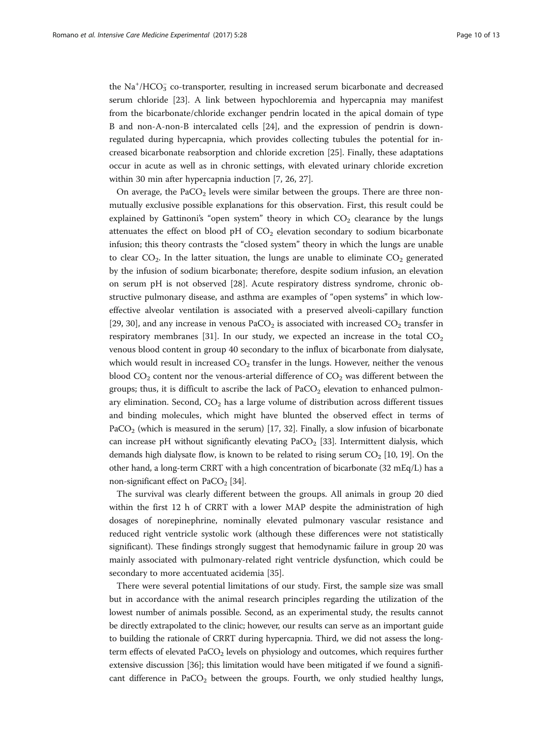the $Na^+/HCO_3^-$ co-transporter, resulting in increased serum bicarbonate and decreased serum chloride [23]. A link between hypochloremia and hypercapnia may manifest from the bicarbonate/chloride exchanger pendrin located in the apical domain of type B and non-A-non-B intercalated cells [24], and the expression of pendrin is down-regulated during hypercapnia, which provides collecting tubules the potential for increased bicarbonate reabsorption and chloride excretion [25]. Finally, these adaptations occur in acute as well as in chronic settings, with elevated urinary chloride excretion within 30 min after hypercapnia induction [7, 26, 27].

On average, the $PaCO_2$ levels were similar between the groups. There are three non-mutually exclusive possible explanations for this observation. First, this result could be explained by Gattinoni's "open system" theory in which $CO_2$ clearance by the lungs attenuates the effect on blood pH of $CO_2$ elevation secondary to sodium bicarbonate infusion; this theory contrasts the "closed system" theory in which the lungs are unable to clear $CO_2$. In the latter situation, the lungs are unable to eliminate $CO_2$ generated by the infusion of sodium bicarbonate; therefore, despite sodium infusion, an elevation on serum pH is not observed [28]. Acute respiratory distress syndrome, chronic obstructive pulmonary disease, and asthma are examples of "open systems" in which low-effective alveolar ventilation is associated with a preserved alveoli-capillary function [29, 30], and any increase in venous $PaCO_2$ is associated with increased $CO_2$ transfer in respiratory membranes [31]. In our study, we expected an increase in the total $CO_2$ venous blood content in group 40 secondary to the influx of bicarbonate from dialysate, which would result in increased $CO_2$ transfer in the lungs. However, neither the venous blood $CO_2$ content nor the venous-arterial difference of $CO_2$ was different between the groups; thus, it is difficult to ascribe the lack of $PaCO_2$ elevation to enhanced pulmonary elimination. Second, $CO_2$ has a large volume of distribution across different tissues and binding molecules, which might have blunted the observed effect in terms of $PaCO_2$ (which is measured in the serum) [17, 32]. Finally, a slow infusion of bicarbonate can increase pH without significantly elevating $PaCO_2$ [33]. Intermittent dialysis, which demands high dialysate flow, is known to be related to rising serum $CO_2$ [10, 19]. On the other hand, a long-term CRRT with a high concentration of bicarbonate (32 mEq/L) has a non-significant effect on $PaCO_2$ [34].

The survival was clearly different between the groups. All animals in group 20 died within the first 12 h of CRRT with a lower MAP despite the administration of high dosages of norepinephrine, nominally elevated pulmonary vascular resistance and reduced right ventricle systolic work (although these differences were not statistically significant). These findings strongly suggest that hemodynamic failure in group 20 was mainly associated with pulmonary-related right ventricle dysfunction, which could be secondary to more accentuated acidemia [35].

There were several potential limitations of our study. First, the sample size was small but in accordance with the animal research principles regarding the utilization of the lowest number of animals possible. Second, as an experimental study, the results cannot be directly extrapolated to the clinic; however, our results can serve as an important guide to building the rationale of CRRT during hypercapnia. Third, we did not assess the long-term effects of elevated $PaCO_2$ levels on physiology and outcomes, which requires further extensive discussion [36]; this limitation would have been mitigated if we found a significant difference in $PaCO_2$ between the groups. Fourth, we only studied healthy lungs,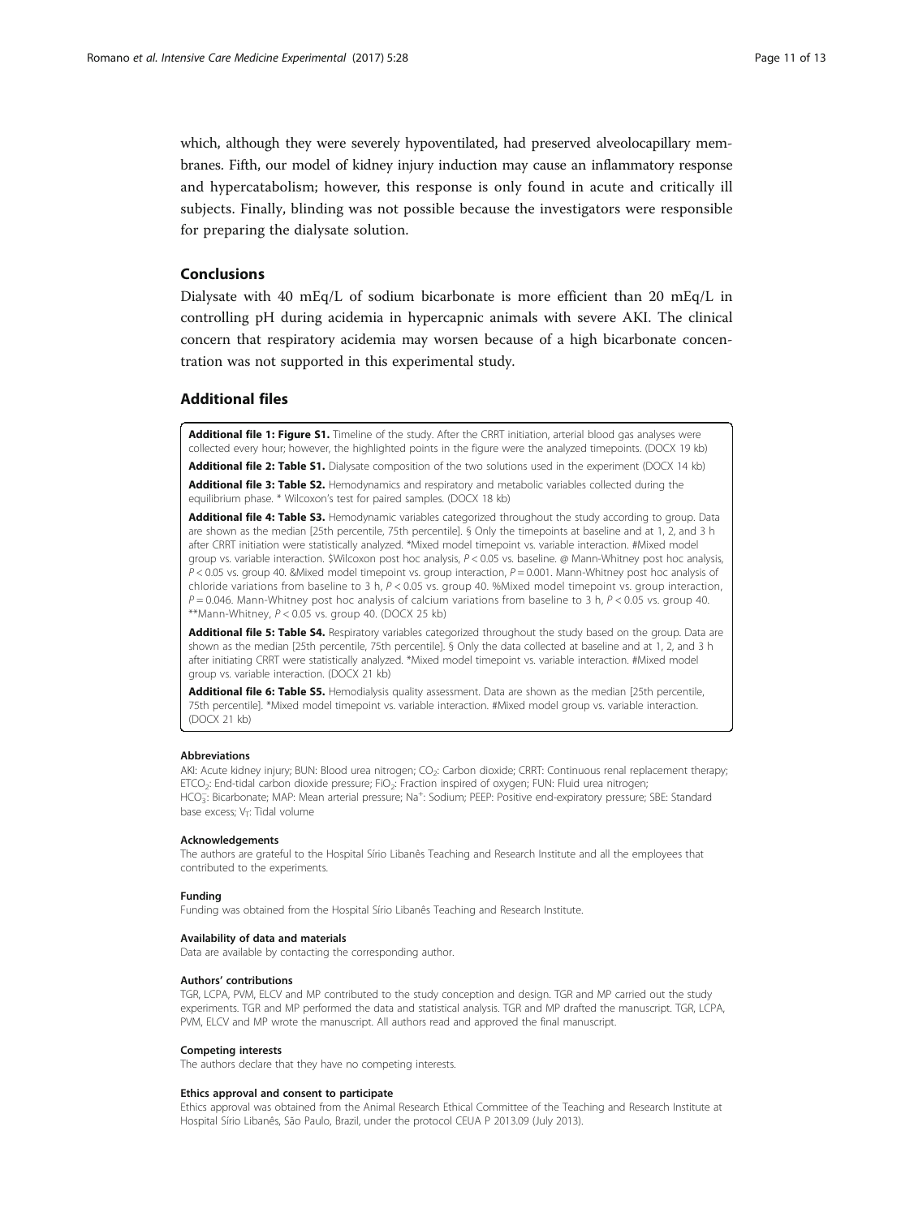which, although they were severely hypoventilated, had preserved alveolocapillary membranes. Fifth, our model of kidney injury induction may cause an inflammatory response and hypercatabolism; however, this response is only found in acute and critically ill subjects. Finally, blinding was not possible because the investigators were responsible for preparing the dialysate solution.

## Conclusions

Dialysate with 40 mEq/L of sodium bicarbonate is more efficient than 20 mEq/L in controlling pH during acidemia in hypercapnic animals with severe AKI. The clinical concern that respiratory acidemia may worsen because of a high bicarbonate concentration was not supported in this experimental study.

## Additional files

**Additional file 1: Figure S1.** Timeline of the study. After the CRRT initiation, arterial blood gas analyses were collected every hour; however, the highlighted points in the figure were the analyzed timepoints. (DOCX 19 kb)

**Additional file 2: Table S1.** Dialysate composition of the two solutions used in the experiment (DOCX 14 kb)

**Additional file 3: Table S2.** Hemodynamics and respiratory and metabolic variables collected during the equilibrium phase. * Wilcoxon's test for paired samples. (DOCX 18 kb)

**Additional file 4: Table S3.** Hemodynamic variables categorized throughout the study according to group. Data are shown as the median [25th percentile, 75th percentile]. § Only the timepoints at baseline and at 1, 2, and 3 h after CRRT initiation were statistically analyzed. *Mixed model timepoint vs. variable interaction. #Mixed model group vs. variable interaction. $Wilcoxon post hoc analysis, $P < 0.05$ vs. baseline. @ Mann-Whitney post hoc analysis, $P < 0.05$ vs. group 40. &Mixed model timepoint vs. group interaction, $P = 0.001$. Mann-Whitney post hoc analysis of chloride variations from baseline to 3 h, $P < 0.05$ vs. group 40. %Mixed model timepoint vs. group interaction, $P = 0.046$. Mann-Whitney post hoc analysis of calcium variations from baseline to 3 h, $P < 0.05$ vs. group 40. **Mann-Whitney, $P < 0.05$ vs. group 40. (DOCX 25 kb)

**Additional file 5: Table S4.** Respiratory variables categorized throughout the study based on the group. Data are shown as the median [25th percentile, 75th percentile]. § Only the data collected at baseline and at 1, 2, and 3 h after initiating CRRT were statistically analyzed. *Mixed model timepoint vs. variable interaction. #Mixed model group vs. variable interaction. (DOCX 21 kb)

**Additional file 6: Table S5.** Hemodialysis quality assessment. Data are shown as the median [25th percentile, 75th percentile]. *Mixed model timepoint vs. variable interaction. #Mixed model group vs. variable interaction. (DOCX 21 kb)

#### Abbreviations

AKI: Acute kidney injury; BUN: Blood urea nitrogen; $CO_2$: Carbon dioxide; CRRT: Continuous renal replacement therapy; $ETCO_2$: End-tidal carbon dioxide pressure; $FiO_2$: Fraction inspired of oxygen; FUN: Fluid urea nitrogen; $HCO_3^-$: Bicarbonate; MAP: Mean arterial pressure; $Na^+$: Sodium; PEEP: Positive end-expiratory pressure; SBE: Standard base excess; $V_T$: Tidal volume

#### Acknowledgements

The authors are grateful to the Hospital Sírio Libanês Teaching and Research Institute and all the employees that contributed to the experiments.

#### Funding

Funding was obtained from the Hospital Sírio Libanês Teaching and Research Institute.

#### Availability of data and materials

Data are available by contacting the corresponding author.

#### Authors' contributions

TGR, LCPA, PVM, ELCV and MP contributed to the study conception and design. TGR and MP carried out the study experiments. TGR and MP performed the data and statistical analysis. TGR and MP drafted the manuscript. TGR, LCPA, PVM, ELCV and MP wrote the manuscript. All authors read and approved the final manuscript.

#### Competing interests

The authors declare that they have no competing interests.

#### Ethics approval and consent to participate

Ethics approval was obtained from the Animal Research Ethical Committee of the Teaching and Research Institute at Hospital Sírio Libanês, São Paulo, Brazil, under the protocol CEUA P 2013.09 (July 2013).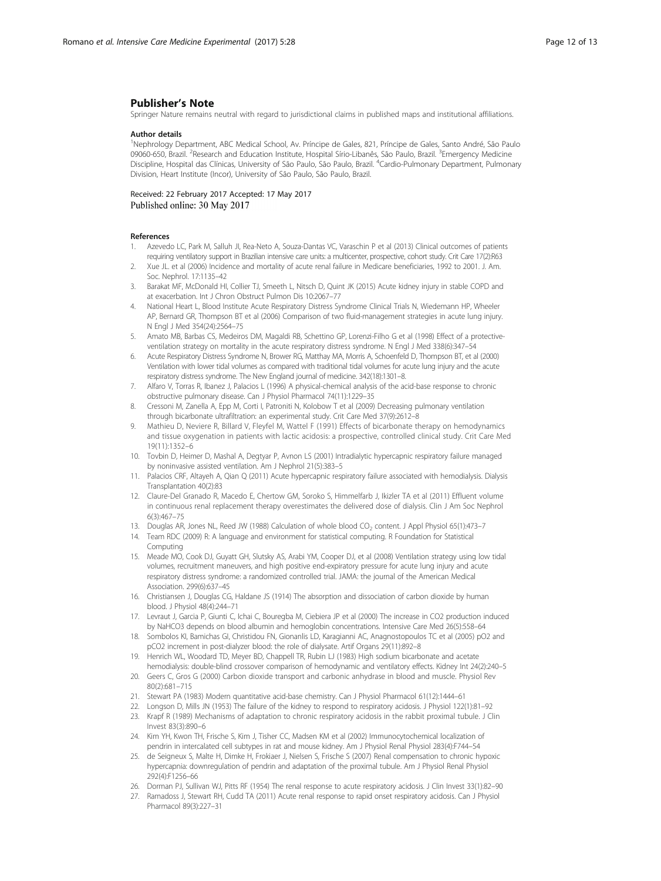## Publisher's Note

Springer Nature remains neutral with regard to jurisdictional claims in published maps and institutional affiliations.

### Author details

[1]Nephrology Department, ABC Medical School, Av. Príncipe de Gales, 821, Príncipe de Gales, Santo André, São Paulo 09060-650, Brazil. [2]Research and Education Institute, Hospital Sírio-Libanês, São Paulo, Brazil. [3]Emergency Medicine Discipline, Hospital das Clínicas, University of São Paulo, São Paulo, Brazil. [4]Cardio-Pulmonary Department, Pulmonary Division, Heart Institute (Incor), University of São Paulo, São Paulo, Brazil.

Received: 22 February 2017 Accepted: 17 May 2017
Published online: 30 May 2017

### References

1. Azevedo LC, Park M, Salluh JI, Rea-Neto A, Souza-Dantas VC, Varaschin P et al (2013) Clinical outcomes of patients requiring ventilatory support in Brazilian intensive care units: a multicenter, prospective, cohort study. Crit Care 17(2):R63
2. Xue JL. et al (2006) Incidence and mortality of acute renal failure in Medicare beneficiaries, 1992 to 2001. J. Am. Soc. Nephrol. 17:1135–42
3. Barakat MF, McDonald HI, Collier TJ, Smeeth L, Nitsch D, Quint JK (2015) Acute kidney injury in stable COPD and at exacerbation. Int J Chron Obstruct Pulmon Dis 10:2067–77
4. National Heart L, Blood Institute Acute Respiratory Distress Syndrome Clinical Trials N, Wiedemann HP, Wheeler AP, Bernard GR, Thompson BT et al (2006) Comparison of two fluid-management strategies in acute lung injury. N Engl J Med 354(24):2564–75
5. Amato MB, Barbas CS, Medeiros DM, Magaldi RB, Schettino GP, Lorenzi-Filho G et al (1998) Effect of a protective-ventilation strategy on mortality in the acute respiratory distress syndrome. N Engl J Med 338(6):347–54
6. Acute Respiratory Distress Syndrome N, Brower RG, Matthay MA, Morris A, Schoenfeld D, Thompson BT, et al (2000) Ventilation with lower tidal volumes as compared with traditional tidal volumes for acute lung injury and the acute respiratory distress syndrome. The New England journal of medicine. 342(18):1301–8.
7. Alfaro V, Torras R, Ibanez J, Palacios L (1996) A physical-chemical analysis of the acid-base response to chronic obstructive pulmonary disease. Can J Physiol Pharmacol 74(11):1229–35
8. Cressoni M, Zanella A, Epp M, Corti I, Patroniti N, Kolobow T et al (2009) Decreasing pulmonary ventilation through bicarbonate ultrafiltration: an experimental study. Crit Care Med 37(9):2612–8
9. Mathieu D, Neviere R, Billard V, Fleyfel M, Wattel F (1991) Effects of bicarbonate therapy on hemodynamics and tissue oxygenation in patients with lactic acidosis: a prospective, controlled clinical study. Crit Care Med 19(11):1352–6
10. Tovbin D, Heimer D, Mashal A, Degtyar P, Avnon LS (2001) Intradialytic hypercapnic respiratory failure managed by noninvasive assisted ventilation. Am J Nephrol 21(5):383–5
11. Palacios CRF, Altayeh A, Qian Q (2011) Acute hypercapnic respiratory failure associated with hemodialysis. Dialysis Transplantation 40(2):83
12. Claure-Del Granado R, Macedo E, Chertow GM, Soroko S, Himmelfarb J, Ikizler TA et al (2011) Effluent volume in continuous renal replacement therapy overestimates the delivered dose of dialysis. Clin J Am Soc Nephrol 6(3):467–75
13. Douglas AR, Jones NL, Reed JW (1988) Calculation of whole blood $CO_2$ content. J Appl Physiol 65(1):473–7
14. Team RDC (2009) R: A language and environment for statistical computing. R Foundation for Statistical Computing
15. Meade MO, Cook DJ, Guyatt GH, Slutsky AS, Arabi YM, Cooper DJ, et al (2008) Ventilation strategy using low tidal volumes, recruitment maneuvers, and high positive end-expiratory pressure for acute lung injury and acute respiratory distress syndrome: a randomized controlled trial. JAMA: the journal of the American Medical Association. 299(6):637–45
16. Christiansen J, Douglas CG, Haldane JS (1914) The absorption and dissociation of carbon dioxide by human blood. J Physiol 48(4):244–71
17. Levraut J, Garcia P, Giunti C, Ichai C, Bouregba M, Ciebiera JP et al (2000) The increase in CO2 production induced by NaHCO3 depends on blood albumin and hemoglobin concentrations. Intensive Care Med 26(5):558–64
18. Sombolos KI, Bamichas GI, Christidou FN, Gionanlis LD, Karagianni AC, Anagnostopoulos TC et al (2005) pO2 and pCO2 increment in post-dialyzer blood: the role of dialysate. Artif Organs 29(11):892–8
19. Henrich WL, Woodard TD, Meyer BD, Chappell TR, Rubin LJ (1983) High sodium bicarbonate and acetate hemodialysis: double-blind crossover comparison of hemodynamic and ventilatory effects. Kidney Int 24(2):240–5
20. Geers C, Gros G (2000) Carbon dioxide transport and carbonic anhydrase in blood and muscle. Physiol Rev 80(2):681–715
21. Stewart PA (1983) Modern quantitative acid-base chemistry. Can J Physiol Pharmacol 61(12):1444–61
22. Longson D, Mills JN (1953) The failure of the kidney to respond to respiratory acidosis. J Physiol 122(1):81–92
23. Krapf R (1989) Mechanisms of adaptation to chronic respiratory acidosis in the rabbit proximal tubule. J Clin Invest 83(3):890–6
24. Kim YH, Kwon TH, Frische S, Kim J, Tisher CC, Madsen KM et al (2002) Immunocytochemical localization of pendrin in intercalated cell subtypes in rat and mouse kidney. Am J Physiol Renal Physiol 283(4):F744–54
25. de Seigneux S, Malte H, Dimke H, Frokiaer J, Nielsen S, Frische S (2007) Renal compensation to chronic hypoxic hypercapnia: downregulation of pendrin and adaptation of the proximal tubule. Am J Physiol Renal Physiol 292(4):F1256–66
26. Dorman PJ, Sullivan WJ, Pitts RF (1954) The renal response to acute respiratory acidosis. J Clin Invest 33(1):82–90
27. Ramadoss J, Stewart RH, Cudd TA (2011) Acute renal response to rapid onset respiratory acidosis. Can J Physiol Pharmacol 89(3):227–31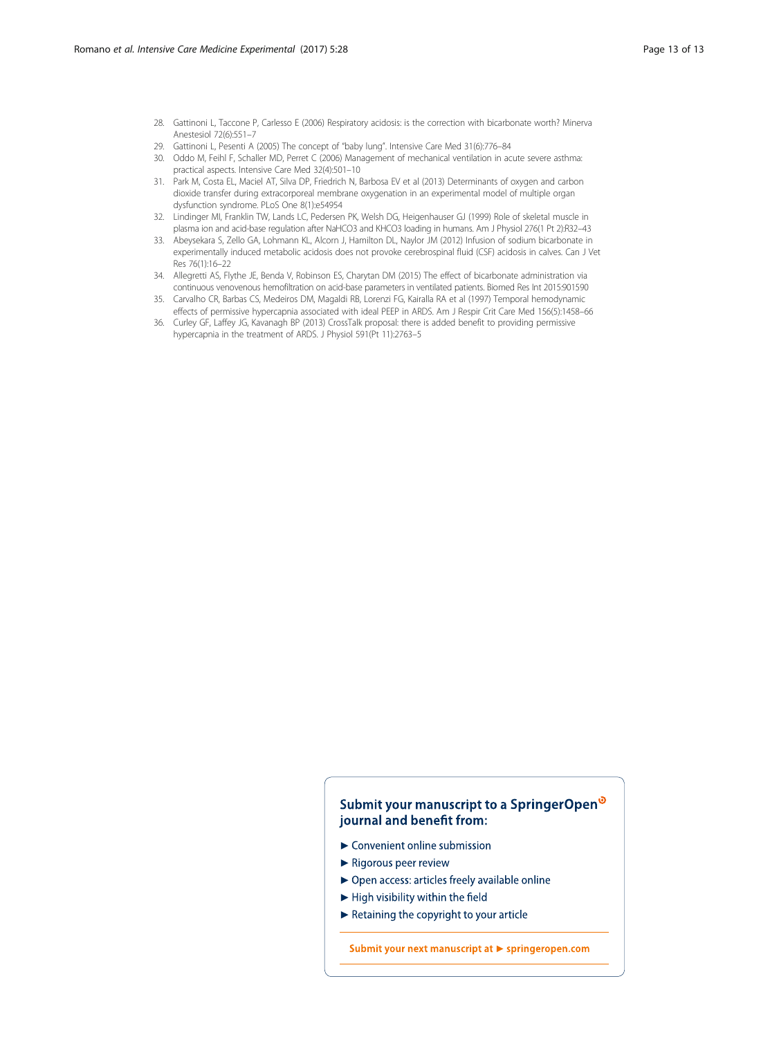28. Gattinoni L, Taccone P, Carlesso E (2006) Respiratory acidosis: is the correction with bicarbonate worth? Minerva Anestesiol 72(6):551–7
29. Gattinoni L, Pesenti A (2005) The concept of "baby lung". Intensive Care Med 31(6):776–84
30. Oddo M, Feihl F, Schaller MD, Perret C (2006) Management of mechanical ventilation in acute severe asthma: practical aspects. Intensive Care Med 32(4):501–10
31. Park M, Costa EL, Maciel AT, Silva DP, Friedrich N, Barbosa EV et al (2013) Determinants of oxygen and carbon dioxide transfer during extracorporeal membrane oxygenation in an experimental model of multiple organ dysfunction syndrome. PLoS One 8(1):e54954
32. Lindinger MI, Franklin TW, Lands LC, Pedersen PK, Welsh DG, Heigenhauser GJ (1999) Role of skeletal muscle in plasma ion and acid-base regulation after NaHCO3 and KHCO3 loading in humans. Am J Physiol 276(1 Pt 2):R32–43
33. Abeysekara S, Zello GA, Lohmann KL, Alcorn J, Hamilton DL, Naylor JM (2012) Infusion of sodium bicarbonate in experimentally induced metabolic acidosis does not provoke cerebrospinal fluid (CSF) acidosis in calves. Can J Vet Res 76(1):16–22
34. Allegretti AS, Flythe JE, Benda V, Robinson ES, Charytan DM (2015) The effect of bicarbonate administration via continuous venovenous hemofiltration on acid-base parameters in ventilated patients. Biomed Res Int 2015:901590
35. Carvalho CR, Barbas CS, Medeiros DM, Magaldi RB, Lorenzi FG, Kairalla RA et al (1997) Temporal hemodynamic effects of permissive hypercapnia associated with ideal PEEP in ARDS. Am J Respir Crit Care Med 156(5):1458–66
36. Curley GF, Laffey JG, Kavanagh BP (2013) CrossTalk proposal: there is added benefit to providing permissive hypercapnia in the treatment of ARDS. J Physiol 591(Pt 11):2763–5

**Submit your manuscript to a SpringerOpen journal and benefit from:**

- ► Convenient online submission
- ► Rigorous peer review
- ► Open access: articles freely available online
- ► High visibility within the field
- ► Retaining the copyright to your article

**Submit your next manuscript at ► springeropen.com**